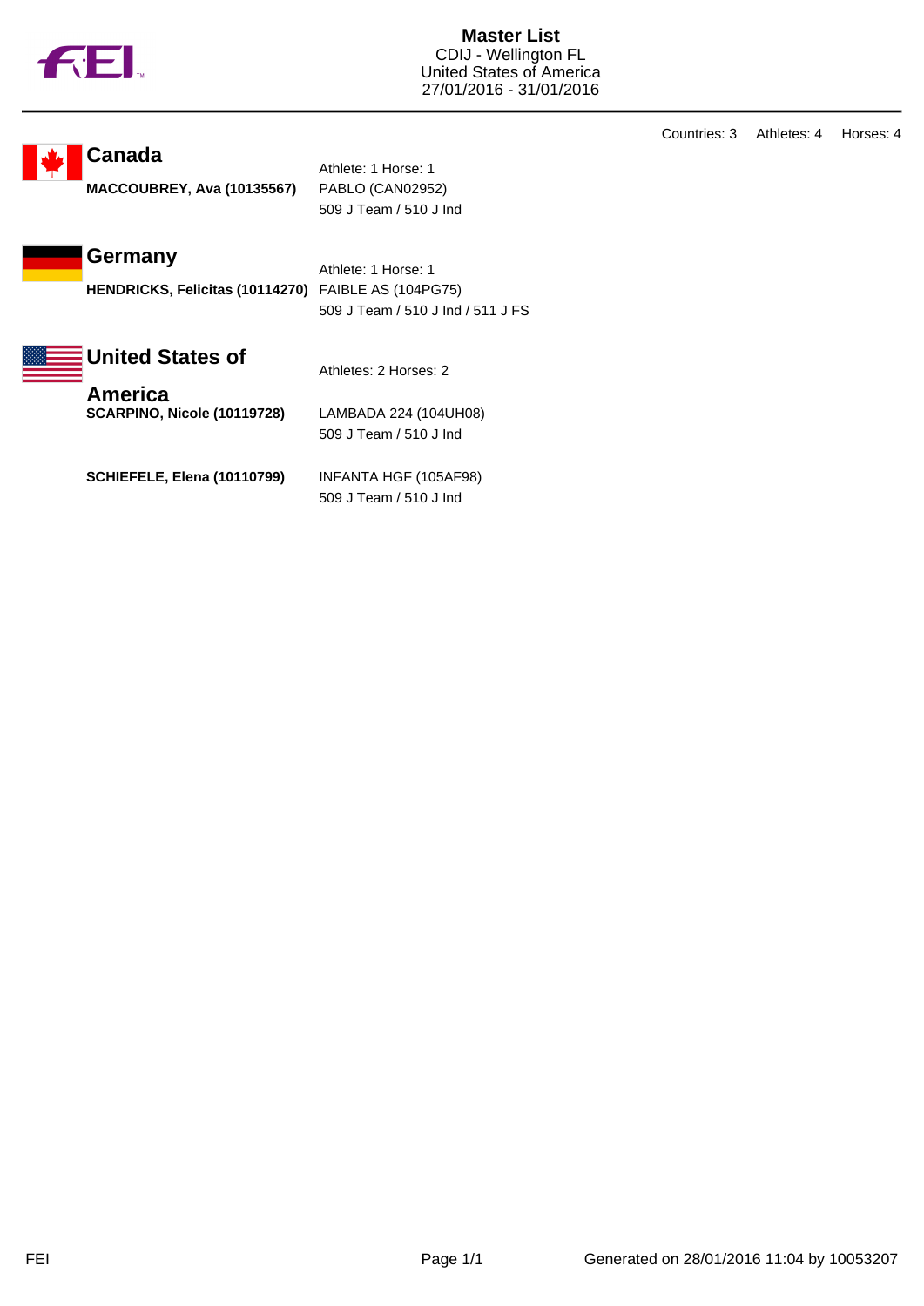# Master List

CDIJ - Wellington FL
United States of America
27/01/2016 - 31/01/2016

Countries: 3 Athletes: 4 Horses: 4

## Canada

Athlete: 1 Horse: 1

**MACCOUBREY, Ava (10135567)** PABLO (CAN02952)
509 J Team / 510 J Ind

## Germany

Athlete: 1 Horse: 1

**HENDRICKS, Felicitas (10114270)** FAIBLE AS (104PG75)
509 J Team / 510 J Ind / 511 J FS

## United States of America

Athletes: 2 Horses: 2

**SCARPINO, Nicole (10119728)** LAMBADA 224 (104UH08)
509 J Team / 510 J Ind

**SCHIEFELE, Elena (10110799)** INFANTA HGF (105AF98)
509 J Team / 510 J Ind

Generated on 28/01/2016 11:04 by 10053207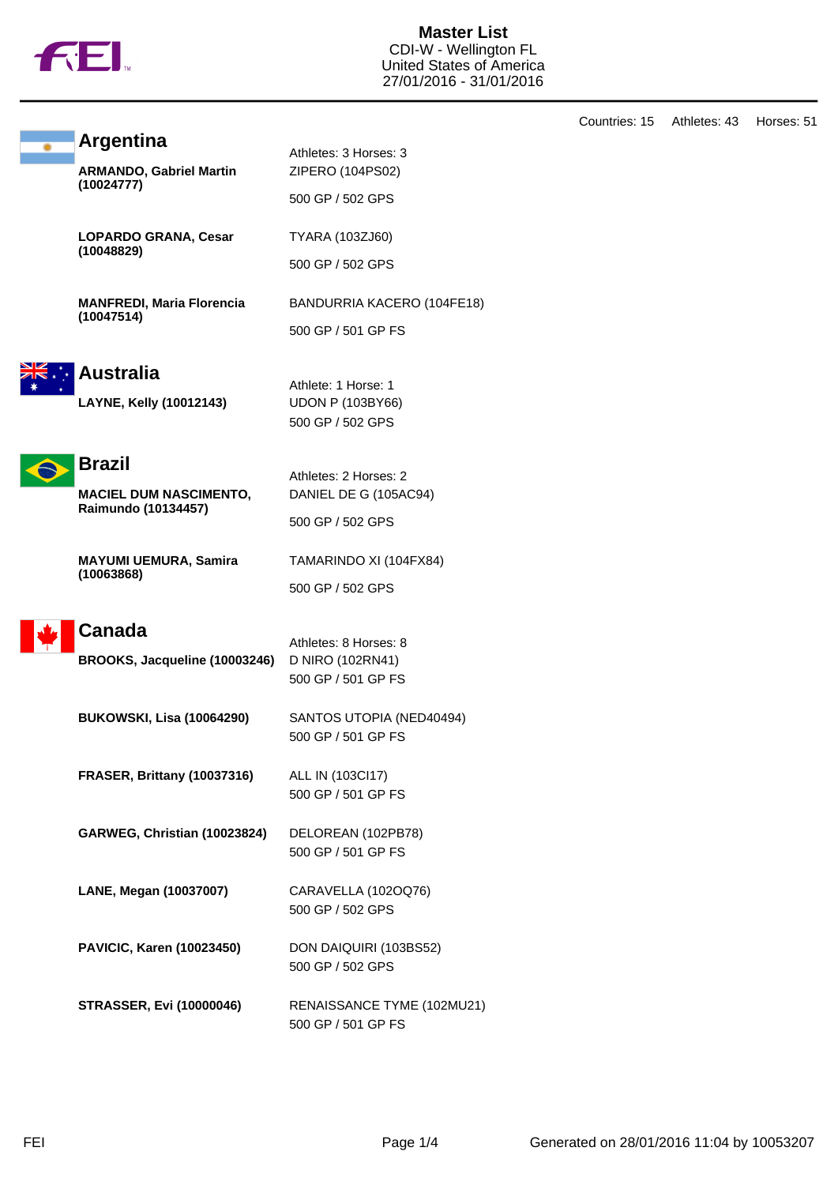# Master List

CDI-W - Wellington FL
United States of America
27/01/2016 - 31/01/2016

Countries: 15 Athletes: 43 Horses: 51

## Argentina

Athletes: 3 Horses: 3

**ARMANDO, Gabriel Martin (10024777)**
ZIPERO (104PS02)
500 GP / 502 GPS

**LOPARDO GRANA, Cesar (10048829)**
TYARA (103ZJ60)
500 GP / 502 GPS

**MANFREDI, Maria Florencia (10047514)**
BANDURRIA KACERO (104FE18)
500 GP / 501 GP FS

## Australia

Athlete: 1 Horse: 1

**LAYNE, Kelly (10012143)**
UDON P (103BY66)
500 GP / 502 GPS

## Brazil

Athletes: 2 Horses: 2

**MACIEL DUM NASCIMENTO, Raimundo (10134457)**
DANIEL DE G (105AC94)
500 GP / 502 GPS

**MAYUMI UEMURA, Samira (10063868)**
TAMARINDO XI (104FX84)
500 GP / 502 GPS

## Canada

Athletes: 8 Horses: 8

**BROOKS, Jacqueline (10003246)**
D NIRO (102RN41)
500 GP / 501 GP FS

**BUKOWSKI, Lisa (10064290)**
SANTOS UTOPIA (NED40494)
500 GP / 501 GP FS

**FRASER, Brittany (10037316)**
ALL IN (103CI17)
500 GP / 501 GP FS

**GARWEG, Christian (10023824)**
DELOREAN (102PB78)
500 GP / 501 GP FS

**LANE, Megan (10037007)**
CARAVELLA (102OQ76)
500 GP / 502 GPS

**PAVICIC, Karen (10023450)**
DON DAIQUIRI (103BS52)
500 GP / 502 GPS

**STRASSER, Evi (10000046)**
RENAISSANCE TYME (102MU21)
500 GP / 501 GP FS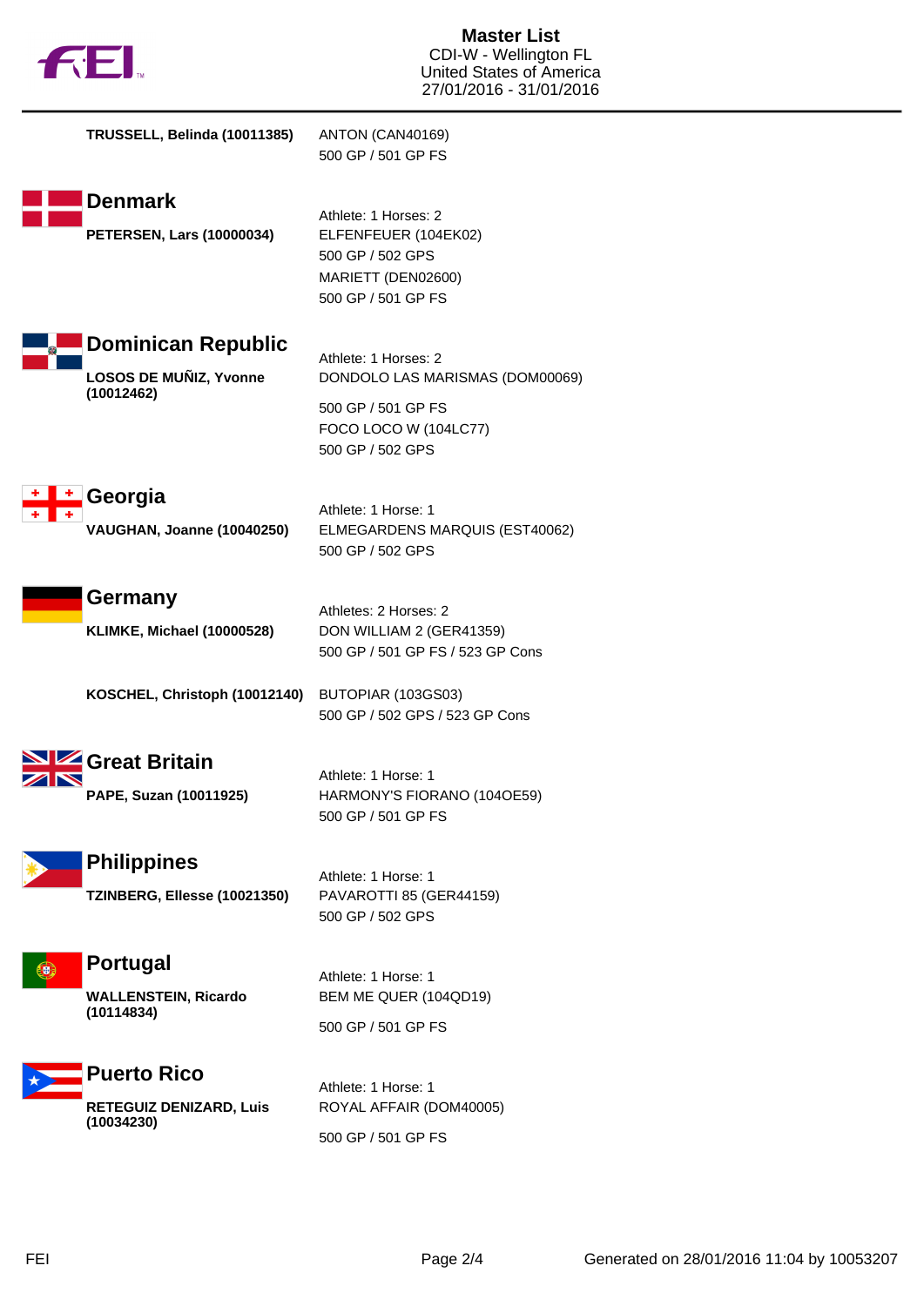**TRUSSELL, Belinda (10011385)**
ANTON (CAN40169)
500 GP / 501 GP FS

## Denmark

Athlete: 1 Horses: 2

**PETERSEN, Lars (10000034)**
ELFENFEUER (104EK02)
500 GP / 502 GPS
MARIETT (DEN02600)
500 GP / 501 GP FS

## Dominican Republic

Athlete: 1 Horses: 2

**LOSOS DE MUÑIZ, Yvonne (10012462)**
DONDOLO LAS MARISMAS (DOM00069)
500 GP / 501 GP FS
FOCO LOCO W (104LC77)
500 GP / 502 GPS

## Georgia

Athlete: 1 Horse: 1

**VAUGHAN, Joanne (10040250)**
ELMEGARDENS MARQUIS (EST40062)
500 GP / 502 GPS

## Germany

Athletes: 2 Horses: 2

**KLIMKE, Michael (10000528)**
DON WILLIAM 2 (GER41359)
500 GP / 501 GP FS / 523 GP Cons

**KOSCHEL, Christoph (10012140)**
BUTOPIAR (103GS03)
500 GP / 502 GPS / 523 GP Cons

## Great Britain

Athlete: 1 Horse: 1

**PAPE, Suzan (10011925)**
HARMONY'S FIORANO (104OE59)
500 GP / 501 GP FS

## Philippines

Athlete: 1 Horse: 1

**TZINBERG, Ellesse (10021350)**
PAVAROTTI 85 (GER44159)
500 GP / 502 GPS

## Portugal

Athlete: 1 Horse: 1

**WALLENSTEIN, Ricardo (10114834)**
BEM ME QUER (104QD19)
500 GP / 501 GP FS

## Puerto Rico

Athlete: 1 Horse: 1

**RETEGUIZ DENIZARD, Luis (10034230)**
ROYAL AFFAIR (DOM40005)
500 GP / 501 GP FS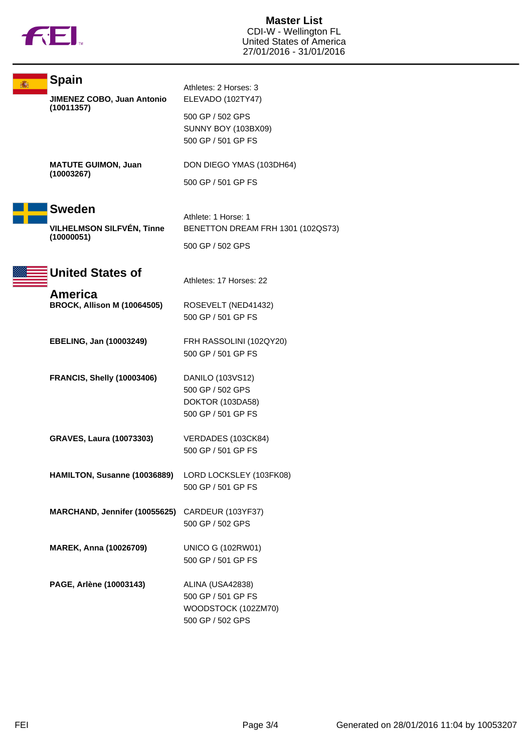# Master List

CDI-W - Wellington FL
United States of America
27/01/2016 - 31/01/2016

## Spain

Athletes: 2 Horses: 3

**JIMENEZ COBO, Juan Antonio (10011357)**

ELEVADO (102TY47)
500 GP / 502 GPS
SUNNY BOY (103BX09)
500 GP / 501 GP FS

**MATUTE GUIMON, Juan (10003267)**

DON DIEGO YMAS (103DH64)
500 GP / 501 GP FS

## Sweden

Athlete: 1 Horse: 1

**VILHELMSON SILFVÉN, Tinne (10000051)**

BENETTON DREAM FRH 1301 (102QS73)
500 GP / 502 GPS

## United States of America

Athletes: 17 Horses: 22

**BROCK, Allison M (10064505)**

ROSEVELT (NED41432)
500 GP / 501 GP FS

**EBELING, Jan (10003249)**

FRH RASSOLINI (102QY20)
500 GP / 501 GP FS

**FRANCIS, Shelly (10003406)**

DANILO (103VS12)
500 GP / 502 GPS
DOKTOR (103DA58)
500 GP / 501 GP FS

**GRAVES, Laura (10073303)**

VERDADES (103CK84)
500 GP / 501 GP FS

**HAMILTON, Susanne (10036889)**

LORD LOCKSLEY (103FK08)
500 GP / 501 GP FS

**MARCHAND, Jennifer (10055625)**

CARDEUR (103YF37)
500 GP / 502 GPS

**MAREK, Anna (10026709)**

UNICO G (102RW01)
500 GP / 501 GP FS

**PAGE, Arlène (10003143)**

ALINA (USA42838)
500 GP / 501 GP FS
WOODSTOCK (102ZM70)
500 GP / 502 GPS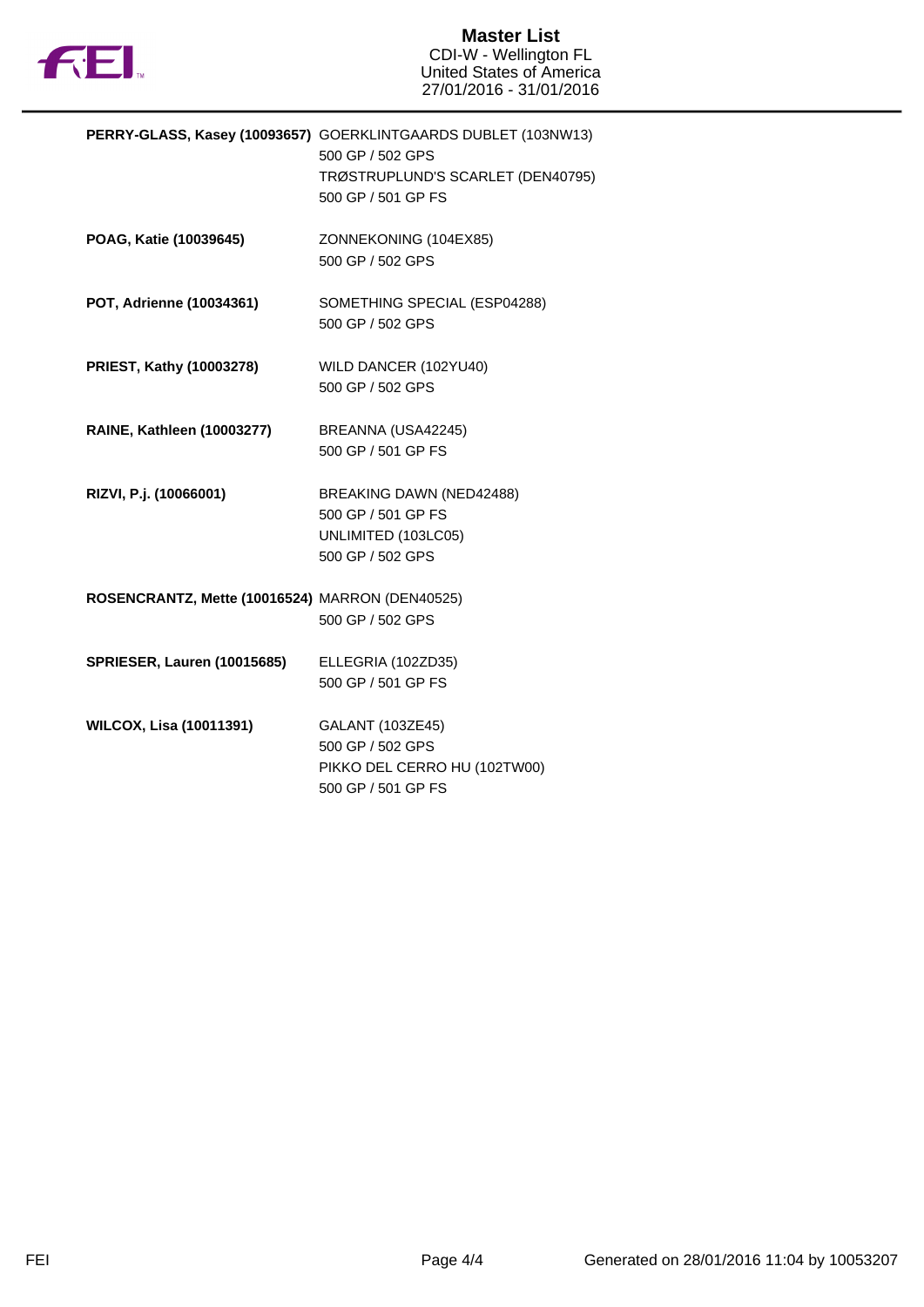# Master List

CDI-W - Wellington FL
United States of America
27/01/2016 - 31/01/2016

| | |
|---|---|
| **PERRY-GLASS, Kasey (10093657)** | GOERKLINTGAARDS DUBLET (103NW13) |
| | 500 GP / 502 GPS |
| | TRØSTRUPLUND'S SCARLET (DEN40795) |
| | 500 GP / 501 GP FS |
| **POAG, Katie (10039645)** | ZONNEKONING (104EX85) |
| | 500 GP / 502 GPS |
| **POT, Adrienne (10034361)** | SOMETHING SPECIAL (ESP04288) |
| | 500 GP / 502 GPS |
| **PRIEST, Kathy (10003278)** | WILD DANCER (102YU40) |
| | 500 GP / 502 GPS |
| **RAINE, Kathleen (10003277)** | BREANNA (USA42245) |
| | 500 GP / 501 GP FS |
| **RIZVI, P.j. (10066001)** | BREAKING DAWN (NED42488) |
| | 500 GP / 501 GP FS |
| | UNLIMITED (103LC05) |
| | 500 GP / 502 GPS |
| **ROSENCRANTZ, Mette (10016524)** | MARRON (DEN40525) |
| | 500 GP / 502 GPS |
| **SPRIESER, Lauren (10015685)** | ELLEGRIA (102ZD35) |
| | 500 GP / 501 GP FS |
| **WILCOX, Lisa (10011391)** | GALANT (103ZE45) |
| | 500 GP / 502 GPS |
| | PIKKO DEL CERRO HU (102TW00) |
| | 500 GP / 501 GP FS |

Generated on 28/01/2016 11:04 by 10053207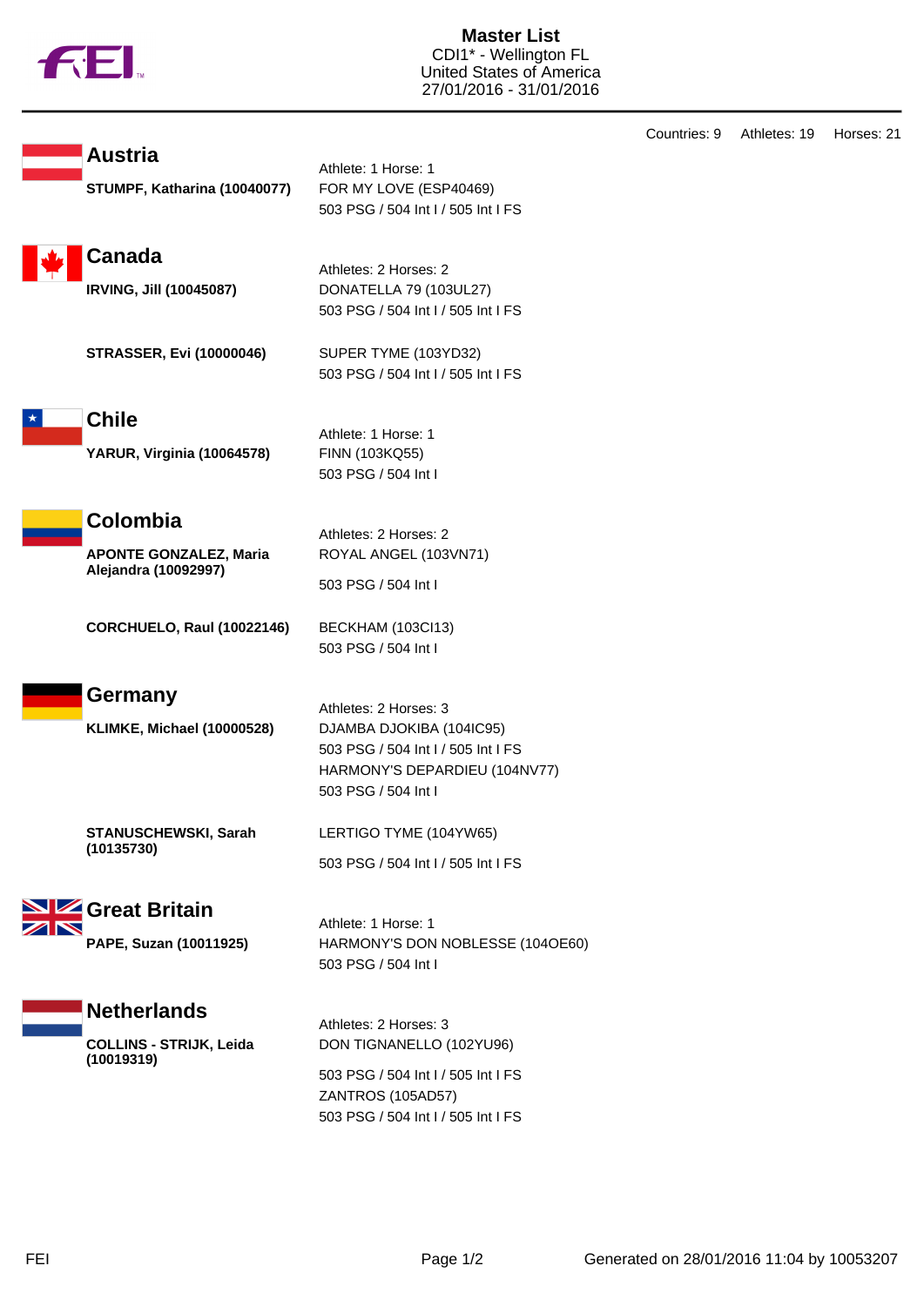# Master List

CDI1* - Wellington FL
United States of America
27/01/2016 - 31/01/2016

Countries: 9 Athletes: 19 Horses: 21

## Austria

**STUMPF, Katharina (10040077)**

Athlete: 1 Horse: 1
FOR MY LOVE (ESP40469)
503 PSG / 504 Int I / 505 Int I FS

## Canada

Athletes: 2 Horses: 2

**IRVING, Jill (10045087)**

DONATELLA 79 (103UL27)
503 PSG / 504 Int I / 505 Int I FS

**STRASSER, Evi (10000046)**

SUPER TYME (103YD32)
503 PSG / 504 Int I / 505 Int I FS

## Chile

**YARUR, Virginia (10064578)**

Athlete: 1 Horse: 1
FINN (103KQ55)
503 PSG / 504 Int I

## Colombia

Athletes: 2 Horses: 2

**APONTE GONZALEZ, Maria Alejandra (10092997)**

ROYAL ANGEL (103VN71)
503 PSG / 504 Int I

**CORCHUELO, Raul (10022146)**

BECKHAM (103CI13)
503 PSG / 504 Int I

## Germany

Athletes: 2 Horses: 3

**KLIMKE, Michael (10000528)**

DJAMBA DJOKIBA (104IC95)
503 PSG / 504 Int I / 505 Int I FS
HARMONY'S DEPARDIEU (104NV77)
503 PSG / 504 Int I

**STANUSCHEWSKI, Sarah (10135730)**

LERTIGO TYME (104YW65)
503 PSG / 504 Int I / 505 Int I FS

## Great Britain

**PAPE, Suzan (10011925)**

Athlete: 1 Horse: 1
HARMONY'S DON NOBLESSE (104OE60)
503 PSG / 504 Int I

## Netherlands

Athletes: 2 Horses: 3

**COLLINS - STRIJK, Leida (10019319)**

DON TIGNANELLO (102YU96)
503 PSG / 504 Int I / 505 Int I FS
ZANTROS (105AD57)
503 PSG / 504 Int I / 505 Int I FS

FEI

Generated on 28/01/2016 11:04 by 10053207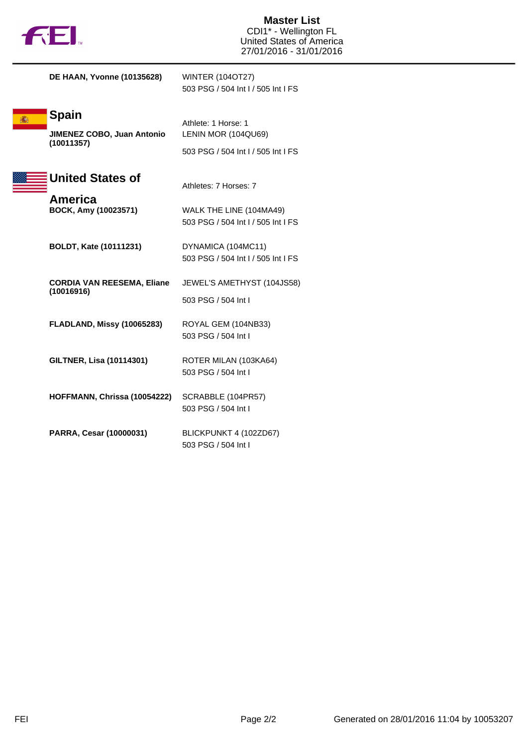# Master List

CDI1* - Wellington FL
United States of America
27/01/2016 - 31/01/2016

**DE HAAN, Yvonne (10135628)** — WINTER (104OT27)
503 PSG / 504 Int I / 505 Int I FS

## Spain

Athlete: 1 Horse: 1

**JIMENEZ COBO, Juan Antonio (10011357)** — LENIN MOR (104QU69)
503 PSG / 504 Int I / 505 Int I FS

## United States of America

Athletes: 7 Horses: 7

**BOCK, Amy (10023571)** — WALK THE LINE (104MA49)
503 PSG / 504 Int I / 505 Int I FS

**BOLDT, Kate (10111231)** — DYNAMICA (104MC11)
503 PSG / 504 Int I / 505 Int I FS

**CORDIA VAN REESEMA, Eliane (10016916)** — JEWEL'S AMETHYST (104JS58)
503 PSG / 504 Int I

**FLADLAND, Missy (10065283)** — ROYAL GEM (104NB33)
503 PSG / 504 Int I

**GILTNER, Lisa (10114301)** — ROTER MILAN (103KA64)
503 PSG / 504 Int I

**HOFFMANN, Chrissa (10054222)** — SCRABBLE (104PR57)
503 PSG / 504 Int I

**PARRA, Cesar (10000031)** — BLICKPUNKT 4 (102ZD67)
503 PSG / 504 Int I

Generated on 28/01/2016 11:04 by 10053207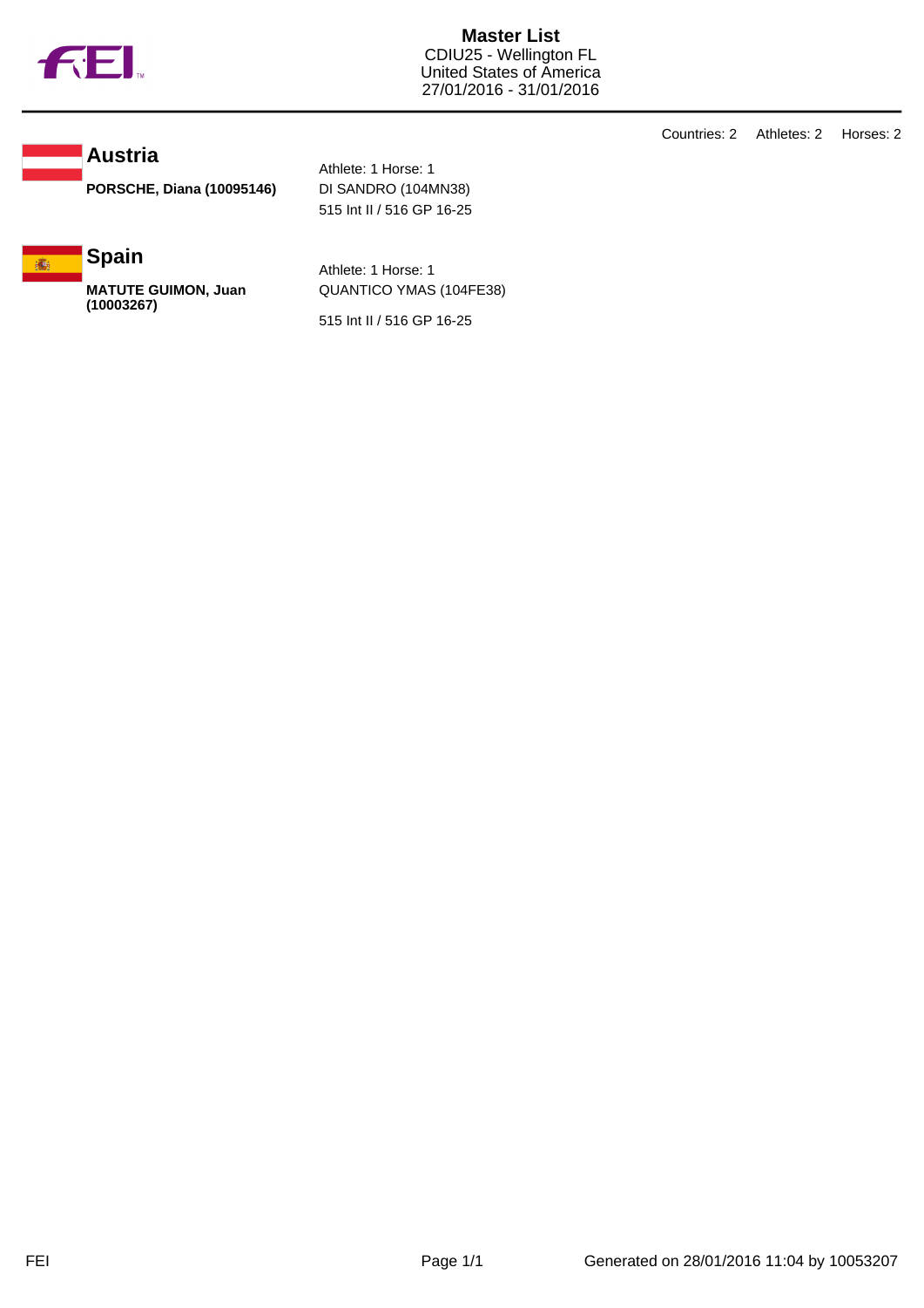# Master List

CDIU25 - Wellington FL
United States of America
27/01/2016 - 31/01/2016

Countries: 2    Athletes: 2    Horses: 2

## Austria

**PORSCHE, Diana (10095146)**

Athlete: 1 Horse: 1
DI SANDRO (104MN38)
515 Int II / 516 GP 16-25

## Spain

**MATUTE GUIMON, Juan (10003267)**

Athlete: 1 Horse: 1
QUANTICO YMAS (104FE38)
515 Int II / 516 GP 16-25

Generated on 28/01/2016 11:04 by 10053207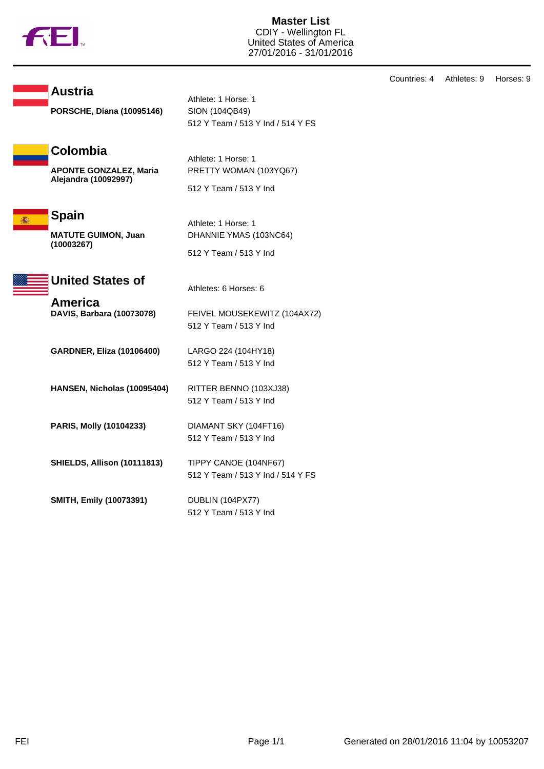**Master List**
CDIY - Wellington FL
United States of America
27/01/2016 - 31/01/2016

Countries: 4 Athletes: 9 Horses: 9

## Austria

**PORSCHE, Diana (10095146)**

Athlete: 1 Horse: 1
SION (104QB49)
512 Y Team / 513 Y Ind / 514 Y FS

## Colombia

**APONTE GONZALEZ, Maria Alejandra (10092997)**

Athlete: 1 Horse: 1
PRETTY WOMAN (103YQ67)
512 Y Team / 513 Y Ind

## Spain

**MATUTE GUIMON, Juan (10003267)**

Athlete: 1 Horse: 1
DHANNIE YMAS (103NC64)
512 Y Team / 513 Y Ind

## United States of America

Athletes: 6 Horses: 6

**DAVIS, Barbara (10073078)**
FEIVEL MOUSEKEWITZ (104AX72)
512 Y Team / 513 Y Ind

**GARDNER, Eliza (10106400)**
LARGO 224 (104HY18)
512 Y Team / 513 Y Ind

**HANSEN, Nicholas (10095404)**
RITTER BENNO (103XJ38)
512 Y Team / 513 Y Ind

**PARIS, Molly (10104233)**
DIAMANT SKY (104FT16)
512 Y Team / 513 Y Ind

**SHIELDS, Allison (10111813)**
TIPPY CANOE (104NF67)
512 Y Team / 513 Y Ind / 514 Y FS

**SMITH, Emily (10073391)**
DUBLIN (104PX77)
512 Y Team / 513 Y Ind

Generated on 28/01/2016 11:04 by 10053207